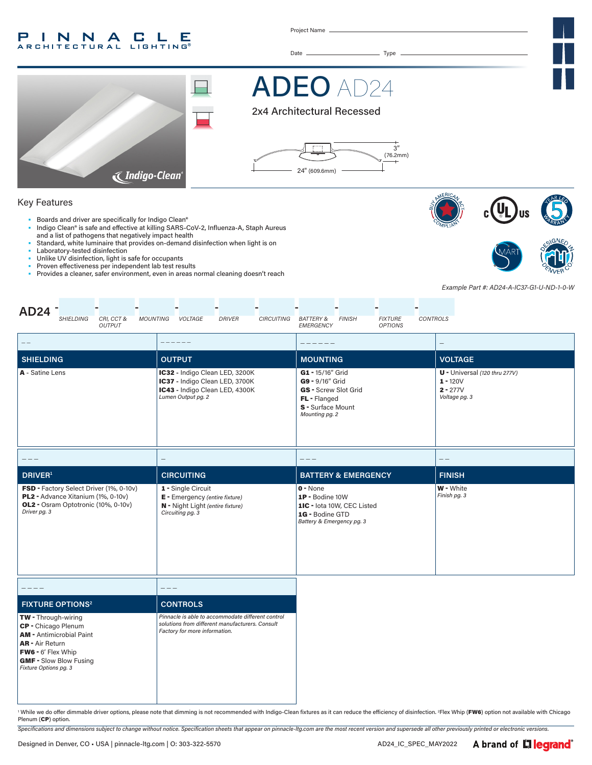PINNACLE ARCHITECTURAL LIGHTING®

Project Name

Date Type

# ADEO AD24

## 2x4 Architectural Recessed

3" (76.2mm)

24" (609.6mm)

Indigo-Clean®

## Key Features

- Boards and driver are specifically for Indigo Clean®
- Indigo Clean® is safe and effective at killing SARS-CoV-2, Influenza-A, Staph Aureus and a list of pathogens that negatively impact health
- Standard, white luminaire that provides on-demand disinfection when light is on
- Laboratory-tested disinfection
- Unlike UV disinfection, light is safe for occupants
- Proven effectiveness per independent lab test results
- Provides a cleaner, safer environment, even in areas normal cleaning doesn't reach

*Example Part #: AD24-A-IC37-G1-U-ND-1-0-W*

**AD24** - SHIELDING - CRI, CCT & OUTPUT - MOUNTING - VOLTAGE - DRIVER - CIRCUITING - BATTERY & EMERGENCY - FINISH - FIXTURE OPTIONS - CONTROLS

| SHIELDING | OUTPUT | MOUNTING | VOLTAGE |
|---|---|---|---|
| **A** - Satine Lens | **IC32** - Indigo Clean LED, 3200K<br>**IC37** - Indigo Clean LED, 3700K<br>**IC43** - Indigo Clean LED, 4300K<br>*Lumen Output pg. 2* | **G1** - 15/16" Grid<br>**G9** - 9/16" Grid<br>**GS** - Screw Slot Grid<br>**FL** - Flanged<br>**S** - Surface Mount<br>*Mounting pg. 2* | **U** - Universal *(120 thru 277V)*<br>**1** - 120V<br>**2** - 277V<br>*Voltage pg. 3* |

| DRIVER[1] | CIRCUITING | BATTERY & EMERGENCY | FINISH |
|---|---|---|---|
| **FSD** - Factory Select Driver (1%, 0-10v)<br>**PL2** - Advance Xitanium (1%, 0-10v)<br>**OL2** - Osram Optotronic (10%, 0-10v)<br>*Driver pg. 3* | **1** - Single Circuit<br>**E** - Emergency *(entire fixture)*<br>**N** - Night Light *(entire fixture)*<br>*Circuiting pg. 3* | **0** - None<br>**1P** - Bodine 10W<br>**1IC** - Iota 10W, CEC Listed<br>**1G** - Bodine GTD<br>*Battery & Emergency pg. 3* | **W** - White<br>*Finish pg. 3* |

| FIXTURE OPTIONS[2] | CONTROLS |
|---|---|
| **TW** - Through-wiring<br>**CP** - Chicago Plenum<br>**AM** - Antimicrobial Paint<br>**AR** - Air Return<br>**FW6** - 6' Flex Whip<br>**GMF** - Slow Blow Fusing<br>*Fixture Options pg. 3* | *Pinnacle is able to accommodate different control solutions from different manufacturers. Consult Factory for more information.* |

[1] While we do offer dimmable driver options, please note that dimming is not recommended with Indigo-Clean fixtures as it can reduce the efficiency of disinfection. [2]Flex Whip (**FW6**) option not available with Chicago Plenum (**CP**) option.

*Specifications and dimensions subject to change without notice. Specification sheets that appear on pinnacle-ltg.com are the most recent version and supersede all other previously printed or electronic versions.*

Designed in Denver, CO • USA | pinnacle-ltg.com | O: 303-322-5570

AD24_IC_SPEC_MAY2022

A brand of legrand®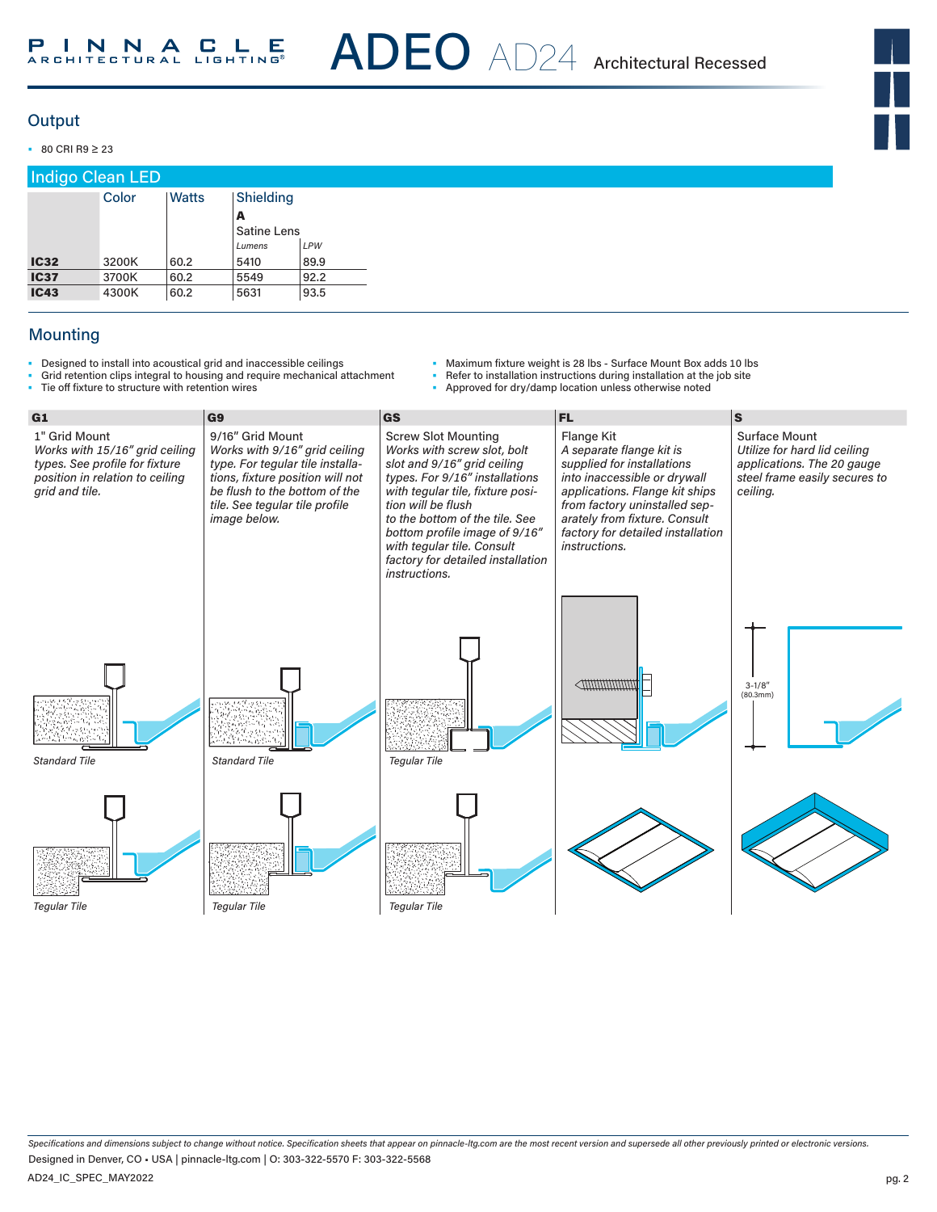# ADEO AD24 Architectural Recessed

## Output

- 80 CRI R9 ≥ 23

### Indigo Clean LED

| | Color | Watts | Shielding | |
|---|---|---|---|---|
| | | | **A** | |
| | | | Satine Lens | |
| | | | *Lumens* | *LPW* |
| **IC32** | 3200K | 60.2 | 5410 | 89.9 |
| **IC37** | 3700K | 60.2 | 5549 | 92.2 |
| **IC43** | 4300K | 60.2 | 5631 | 93.5 |

## Mounting

- Designed to install into acoustical grid and inaccessible ceilings
- Grid retention clips integral to housing and require mechanical attachment
- Tie off fixture to structure with retention wires
- Maximum fixture weight is 28 lbs - Surface Mount Box adds 10 lbs
- Refer to installation instructions during installation at the job site
- Approved for dry/damp location unless otherwise noted

### G1

1" Grid Mount

*Works with 15/16" grid ceiling types. See profile for fixture position in relation to ceiling grid and tile.*

*Standard Tile*

*Tegular Tile*

### G9

9/16" Grid Mount

*Works with 9/16" grid ceiling type. For tegular tile installations, fixture position will not be flush to the bottom of the tile. See tegular tile profile image below.*

*Standard Tile*

*Tegular Tile*

### GS

Screw Slot Mounting

*Works with screw slot, bolt slot and 9/16" grid ceiling types. For 9/16" installations with tegular tile, fixture position will be flush to the bottom of the tile. See bottom profile image of 9/16" with tegular tile. Consult factory for detailed installation instructions.*

*Tegular Tile*

*Tegular Tile*

### FL

Flange Kit

*A separate flange kit is supplied for installations into inaccessible or drywall applications. Flange kit ships from factory uninstalled separately from fixture. Consult factory for detailed installation instructions.*

### S

Surface Mount

*Utilize for hard lid ceiling applications. The 20 gauge steel frame easily secures to ceiling.*

3-1/8" (80.3mm)

*Specifications and dimensions subject to change without notice. Specification sheets that appear on pinnacle-ltg.com are the most recent version and supersede all other previously printed or electronic versions.*

Designed in Denver, CO • USA | pinnacle-ltg.com | O: 303-322-5570 F: 303-322-5568

AD24_IC_SPEC_MAY2022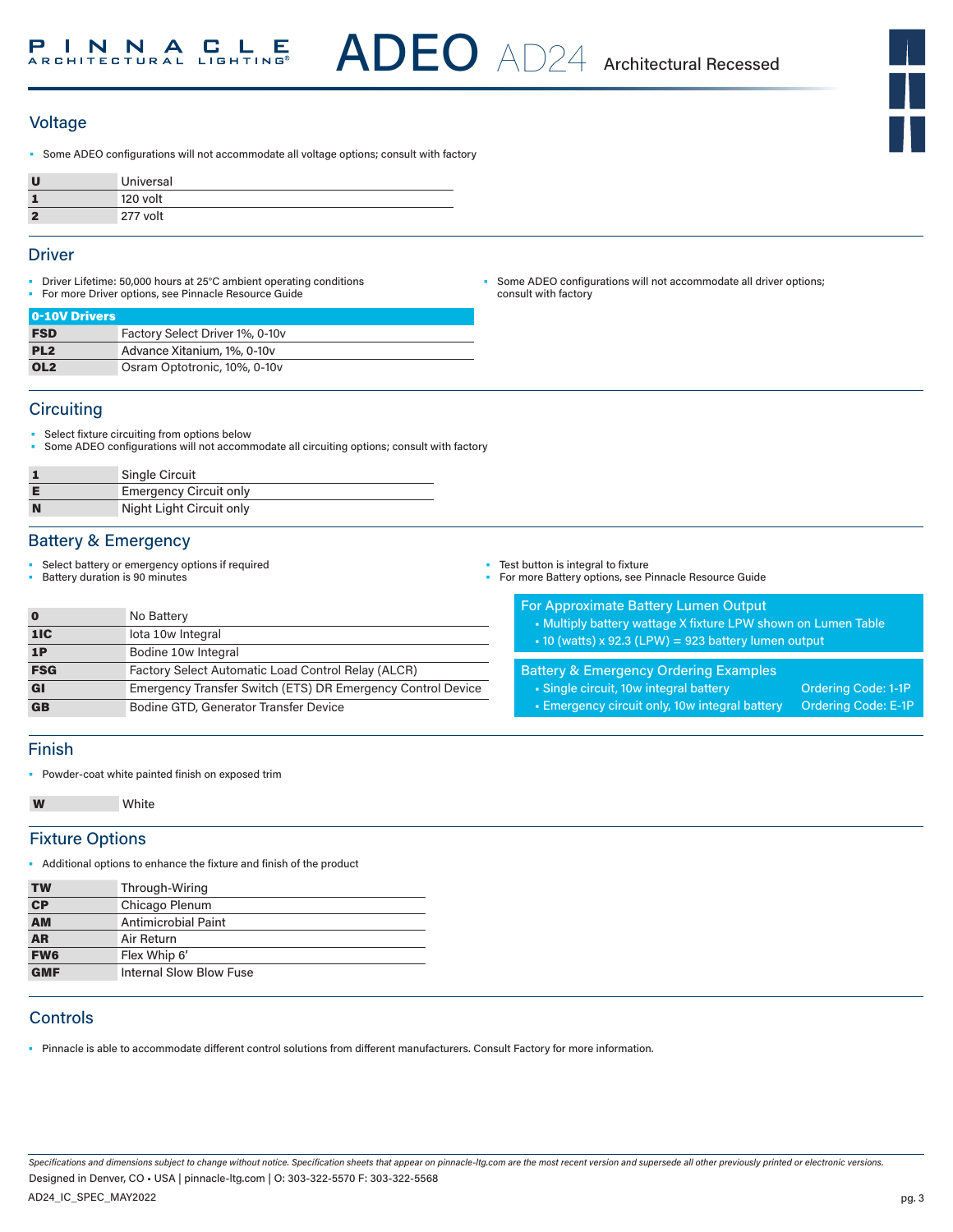## Voltage

- Some ADEO configurations will not accommodate all voltage options; consult with factory

| | |
|---|---|
| **U** | Universal |
| **1** | 120 volt |
| **2** | 277 volt |

## Driver

- Driver Lifetime: 50,000 hours at 25°C ambient operating conditions
- For more Driver options, see Pinnacle Resource Guide
- Some ADEO configurations will not accommodate all driver options; consult with factory

| **0-10V Drivers** | |
|---|---|
| **FSD** | Factory Select Driver 1%, 0-10v |
| **PL2** | Advance Xitanium, 1%, 0-10v |
| **OL2** | Osram Optotronic, 10%, 0-10v |

## Circuiting

- Select fixture circuiting from options below
- Some ADEO configurations will not accommodate all circuiting options; consult with factory

| | |
|---|---|
| **1** | Single Circuit |
| **E** | Emergency Circuit only |
| **N** | Night Light Circuit only |

## Battery & Emergency

- Select battery or emergency options if required
- Battery duration is 90 minutes
- Test button is integral to fixture
- For more Battery options, see Pinnacle Resource Guide

| | |
|---|---|
| **0** | No Battery |
| **1IC** | Iota 10w Integral |
| **1P** | Bodine 10w Integral |
| **FSG** | Factory Select Automatic Load Control Relay (ALCR) |
| **GI** | Emergency Transfer Switch (ETS) DR Emergency Control Device |
| **GB** | Bodine GTD, Generator Transfer Device |

**For Approximate Battery Lumen Output**

- Multiply battery wattage X fixture LPW shown on Lumen Table
- 10 (watts) x 92.3 (LPW) = 923 battery lumen output

**Battery & Emergency Ordering Examples**

- Single circuit, 10w integral battery — Ordering Code: 1-1P
- Emergency circuit only, 10w integral battery — Ordering Code: E-1P

## Finish

- Powder-coat white painted finish on exposed trim

| | |
|---|---|
| **W** | White |

## Fixture Options

- Additional options to enhance the fixture and finish of the product

| | |
|---|---|
| **TW** | Through-Wiring |
| **CP** | Chicago Plenum |
| **AM** | Antimicrobial Paint |
| **AR** | Air Return |
| **FW6** | Flex Whip 6' |
| **GMF** | Internal Slow Blow Fuse |

## Controls

- Pinnacle is able to accommodate different control solutions from different manufacturers. Consult Factory for more information.

*Specifications and dimensions subject to change without notice. Specification sheets that appear on pinnacle-ltg.com are the most recent version and supersede all other previously printed or electronic versions.*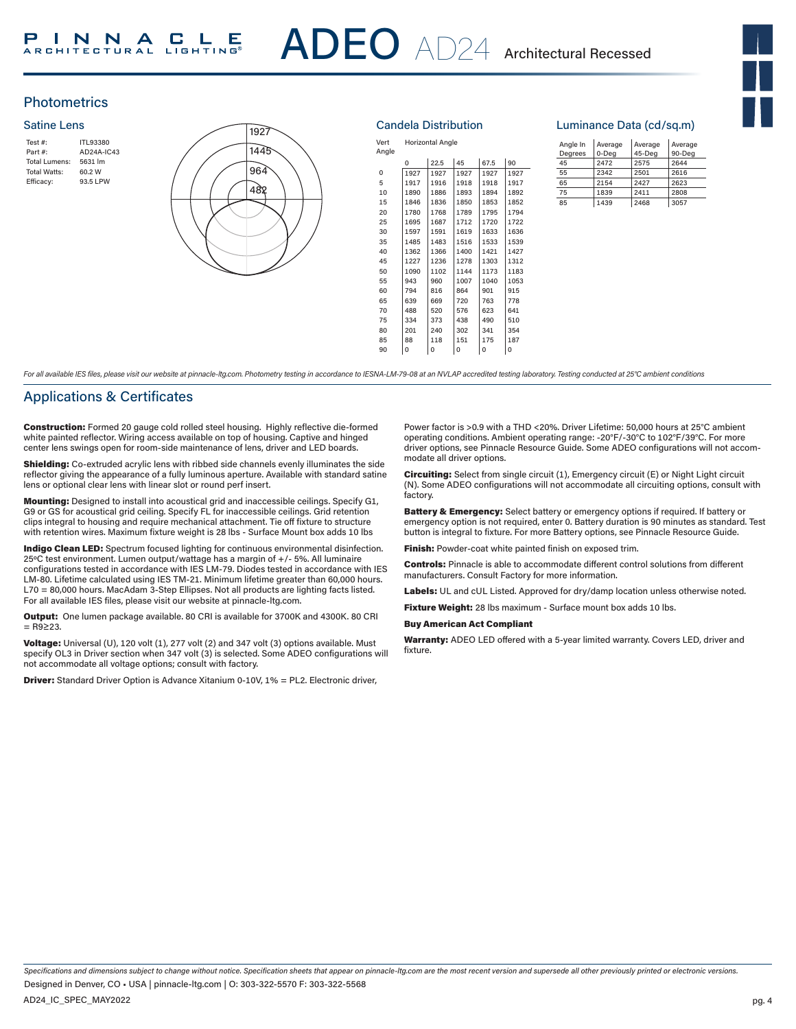## Photometrics

### Satine Lens

| | |
|---|---|
| Test #: | ITL93380 |
| Part #: | AD24A-IC43 |
| Total Lumens: | 5631 lm |
| Total Watts: | 60.2 W |
| Efficacy: | 93.5 LPW |

1927
1445
964
482

### Candela Distribution

| Vert Angle | Horizontal Angle | | | | |
|---|---|---|---|---|---|
| | 0 | 22.5 | 45 | 67.5 | 90 |
| 0 | 1927 | 1927 | 1927 | 1927 | 1927 |
| 5 | 1917 | 1916 | 1918 | 1918 | 1917 |
| 10 | 1890 | 1886 | 1893 | 1894 | 1892 |
| 15 | 1846 | 1836 | 1850 | 1853 | 1852 |
| 20 | 1780 | 1768 | 1789 | 1795 | 1794 |
| 25 | 1695 | 1687 | 1712 | 1720 | 1722 |
| 30 | 1597 | 1591 | 1619 | 1633 | 1636 |
| 35 | 1485 | 1483 | 1516 | 1533 | 1539 |
| 40 | 1362 | 1366 | 1400 | 1421 | 1427 |
| 45 | 1227 | 1236 | 1278 | 1303 | 1312 |
| 50 | 1090 | 1102 | 1144 | 1173 | 1183 |
| 55 | 943 | 960 | 1007 | 1040 | 1053 |
| 60 | 794 | 816 | 864 | 901 | 915 |
| 65 | 639 | 669 | 720 | 763 | 778 |
| 70 | 488 | 520 | 576 | 623 | 641 |
| 75 | 334 | 373 | 438 | 490 | 510 |
| 80 | 201 | 240 | 302 | 341 | 354 |
| 85 | 88 | 118 | 151 | 175 | 187 |
| 90 | 0 | 0 | 0 | 0 | 0 |

### Luminance Data (cd/sq.m)

| Angle In Degrees | Average 0-Deg | Average 45-Deg | Average 90-Deg |
|---|---|---|---|
| 45 | 2472 | 2575 | 2644 |
| 55 | 2342 | 2501 | 2616 |
| 65 | 2154 | 2427 | 2623 |
| 75 | 1839 | 2411 | 2808 |
| 85 | 1439 | 2468 | 3057 |

*For all available IES files, please visit our website at pinnacle-ltg.com. Photometry testing in accordance to IESNA-LM-79-08 at an NVLAP accredited testing laboratory. Testing conducted at 25°C ambient conditions*

## Applications & Certificates

**Construction:** Formed 20 gauge cold rolled steel housing. Highly reflective die-formed white painted reflector. Wiring access available on top of housing. Captive and hinged center lens swings open for room-side maintenance of lens, driver and LED boards.

**Shielding:** Co-extruded acrylic lens with ribbed side channels evenly illuminates the side reflector giving the appearance of a fully luminous aperture. Available with standard satine lens or optional clear lens with linear slot or round perf insert.

**Mounting:** Designed to install into acoustical grid and inaccessible ceilings. Specify G1, G9 or GS for acoustical grid ceiling. Specify FL for inaccessible ceilings. Grid retention clips integral to housing and require mechanical attachment. Tie off fixture to structure with retention wires. Maximum fixture weight is 28 lbs - Surface Mount box adds 10 lbs

**Indigo Clean LED:** Spectrum focused lighting for continuous environmental disinfection. 25ºC test environment. Lumen output/wattage has a margin of +/- 5%. All luminaire configurations tested in accordance with IES LM-79. Diodes tested in accordance with IES LM-80. Lifetime calculated using IES TM-21. Minimum lifetime greater than 60,000 hours. L70 = 80,000 hours. MacAdam 3-Step Ellipses. Not all products are lighting facts listed. For all available IES files, please visit our website at pinnacle-ltg.com.

**Output:** One lumen package available. 80 CRI is available for 3700K and 4300K. 80 CRI = R9≥23.

**Voltage:** Universal (U), 120 volt (1), 277 volt (2) and 347 volt (3) options available. Must specify OL3 in Driver section when 347 volt (3) is selected. Some ADEO configurations will not accommodate all voltage options; consult with factory.

**Driver:** Standard Driver Option is Advance Xitanium 0-10V, 1% = PL2. Electronic driver, Power factor is >0.9 with a THD <20%. Driver Lifetime: 50,000 hours at 25°C ambient operating conditions. Ambient operating range: -20°F/-30°C to 102°F/39°C. For more driver options, see Pinnacle Resource Guide. Some ADEO configurations will not accommodate all driver options.

**Circuiting:** Select from single circuit (1), Emergency circuit (E) or Night Light circuit (N). Some ADEO configurations will not accommodate all circuiting options, consult with factory.

**Battery & Emergency:** Select battery or emergency options if required. If battery or emergency option is not required, enter 0. Battery duration is 90 minutes as standard. Test button is integral to fixture. For more Battery options, see Pinnacle Resource Guide.

**Finish:** Powder-coat white painted finish on exposed trim.

**Controls:** Pinnacle is able to accommodate different control solutions from different manufacturers. Consult Factory for more information.

**Labels:** UL and cUL Listed. Approved for dry/damp location unless otherwise noted.

**Fixture Weight:** 28 lbs maximum - Surface mount box adds 10 lbs.

**Buy American Act Compliant**

**Warranty:** ADEO LED offered with a 5-year limited warranty. Covers LED, driver and fixture.

*Specifications and dimensions subject to change without notice. Specification sheets that appear on pinnacle-ltg.com are the most recent version and supersede all other previously printed or electronic versions.*

Designed in Denver, CO • USA | pinnacle-ltg.com | O: 303-322-5570 F: 303-322-5568

AD24_IC_SPEC_MAY2022